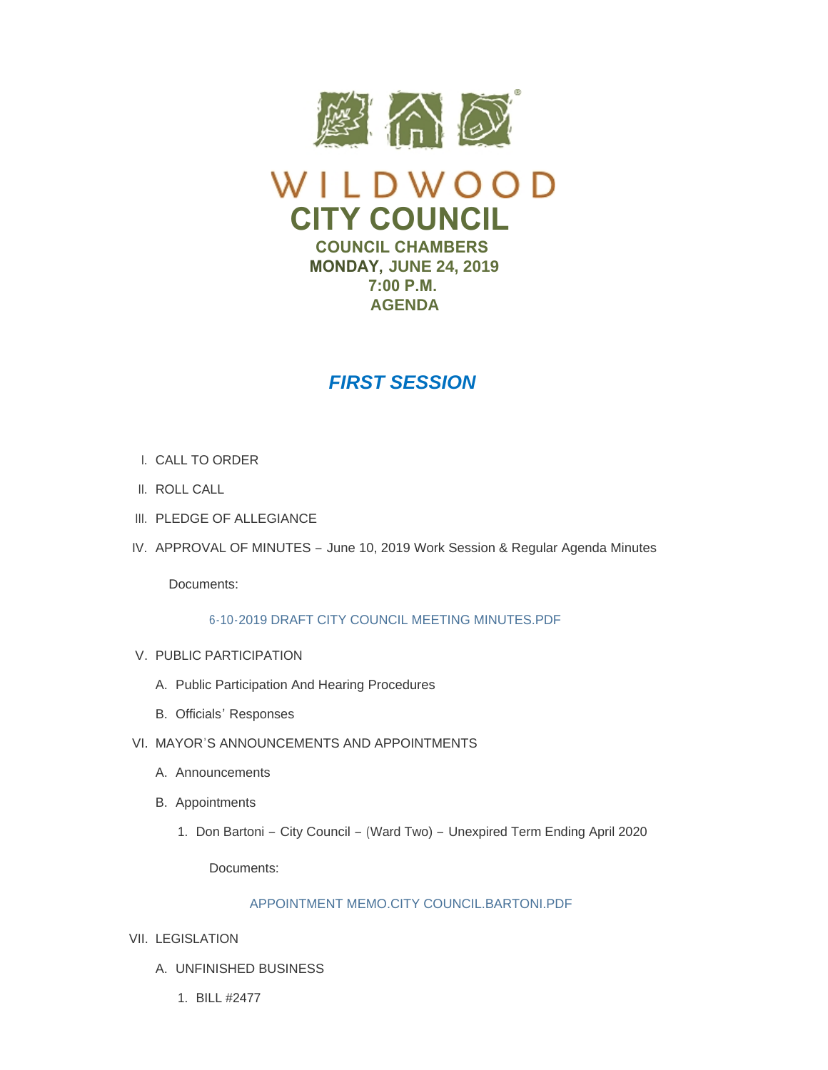# WILDWOOD
# CITY COUNCIL

**COUNCIL CHAMBERS**
**MONDAY, JUNE 24, 2019**
**7:00 P.M.**
**AGENDA**

## *FIRST SESSION*

I. CALL TO ORDER

II. ROLL CALL

III. PLEDGE OF ALLEGIANCE

IV. APPROVAL OF MINUTES – June 10, 2019 Work Session & Regular Agenda Minutes

Documents:

6-10-2019 DRAFT CITY COUNCIL MEETING MINUTES.PDF

V. PUBLIC PARTICIPATION

A. Public Participation And Hearing Procedures

B. Officials' Responses

VI. MAYOR'S ANNOUNCEMENTS AND APPOINTMENTS

A. Announcements

B. Appointments

1. Don Bartoni – City Council – (Ward Two) – Unexpired Term Ending April 2020

Documents:

APPOINTMENT MEMO.CITY COUNCIL.BARTONI.PDF

VII. LEGISLATION

A. UNFINISHED BUSINESS

1. BILL #2477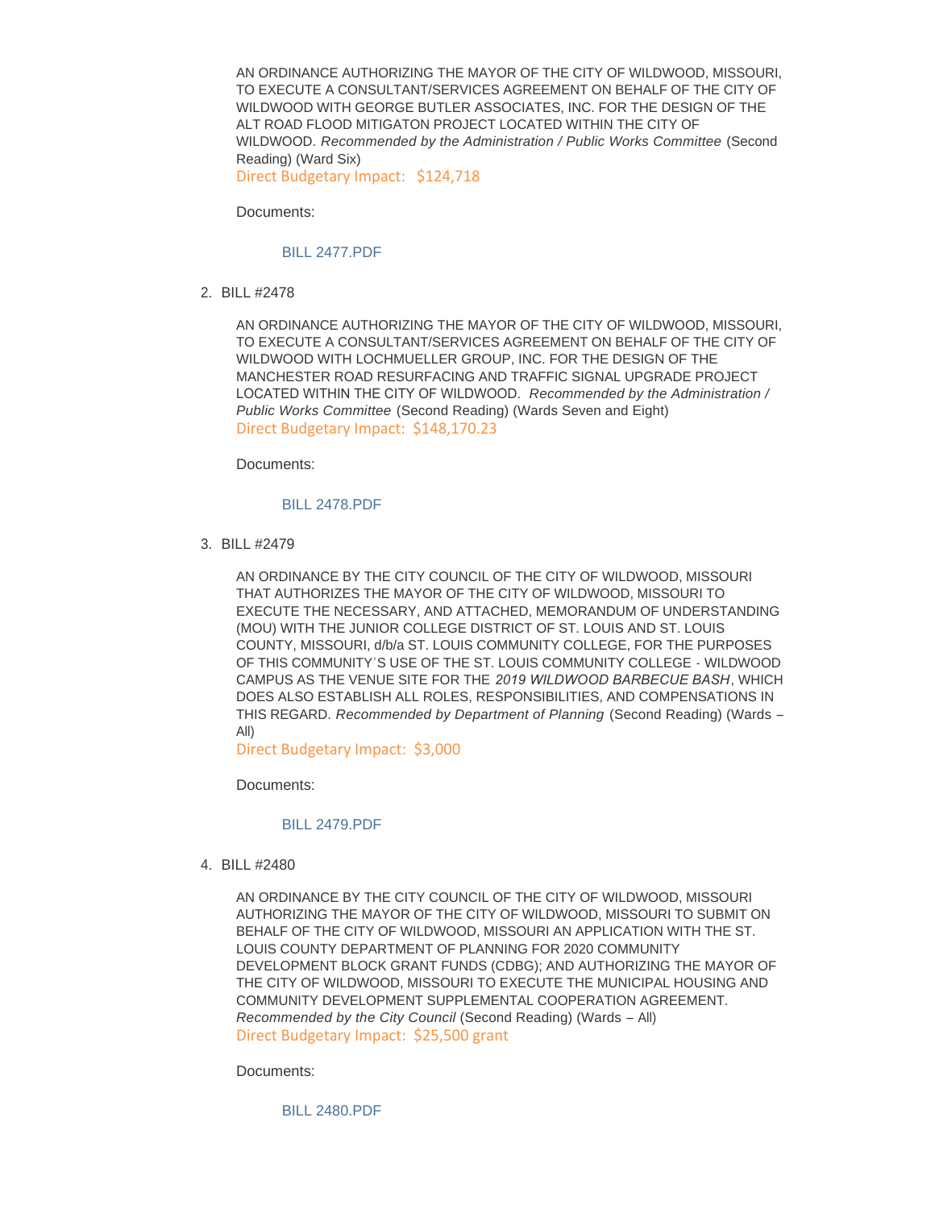AN ORDINANCE AUTHORIZING THE MAYOR OF THE CITY OF WILDWOOD, MISSOURI, TO EXECUTE A CONSULTANT/SERVICES AGREEMENT ON BEHALF OF THE CITY OF WILDWOOD WITH GEORGE BUTLER ASSOCIATES, INC. FOR THE DESIGN OF THE ALT ROAD FLOOD MITIGATON PROJECT LOCATED WITHIN THE CITY OF WILDWOOD. *Recommended by the Administration / Public Works Committee* (Second Reading) (Ward Six)
Direct Budgetary Impact: $124,718

Documents:

BILL 2477.PDF

2. BILL #2478

AN ORDINANCE AUTHORIZING THE MAYOR OF THE CITY OF WILDWOOD, MISSOURI, TO EXECUTE A CONSULTANT/SERVICES AGREEMENT ON BEHALF OF THE CITY OF WILDWOOD WITH LOCHMUELLER GROUP, INC. FOR THE DESIGN OF THE MANCHESTER ROAD RESURFACING AND TRAFFIC SIGNAL UPGRADE PROJECT LOCATED WITHIN THE CITY OF WILDWOOD. *Recommended by the Administration / Public Works Committee* (Second Reading) (Wards Seven and Eight)
Direct Budgetary Impact: $148,170.23

Documents:

BILL 2478.PDF

3. BILL #2479

AN ORDINANCE BY THE CITY COUNCIL OF THE CITY OF WILDWOOD, MISSOURI THAT AUTHORIZES THE MAYOR OF THE CITY OF WILDWOOD, MISSOURI TO EXECUTE THE NECESSARY, AND ATTACHED, MEMORANDUM OF UNDERSTANDING (MOU) WITH THE JUNIOR COLLEGE DISTRICT OF ST. LOUIS AND ST. LOUIS COUNTY, MISSOURI, d/b/a ST. LOUIS COMMUNITY COLLEGE, FOR THE PURPOSES OF THIS COMMUNITY'S USE OF THE ST. LOUIS COMMUNITY COLLEGE - WILDWOOD CAMPUS AS THE VENUE SITE FOR THE *2019 WILDWOOD BARBECUE BASH*, WHICH DOES ALSO ESTABLISH ALL ROLES, RESPONSIBILITIES, AND COMPENSATIONS IN THIS REGARD. *Recommended by Department of Planning* (Second Reading) (Wards – All)
Direct Budgetary Impact: $3,000

Documents:

BILL 2479.PDF

4. BILL #2480

AN ORDINANCE BY THE CITY COUNCIL OF THE CITY OF WILDWOOD, MISSOURI AUTHORIZING THE MAYOR OF THE CITY OF WILDWOOD, MISSOURI TO SUBMIT ON BEHALF OF THE CITY OF WILDWOOD, MISSOURI AN APPLICATION WITH THE ST. LOUIS COUNTY DEPARTMENT OF PLANNING FOR 2020 COMMUNITY DEVELOPMENT BLOCK GRANT FUNDS (CDBG); AND AUTHORIZING THE MAYOR OF THE CITY OF WILDWOOD, MISSOURI TO EXECUTE THE MUNICIPAL HOUSING AND COMMUNITY DEVELOPMENT SUPPLEMENTAL COOPERATION AGREEMENT. *Recommended by the City Council* (Second Reading) (Wards – All)
Direct Budgetary Impact: $25,500 grant

Documents:

BILL 2480.PDF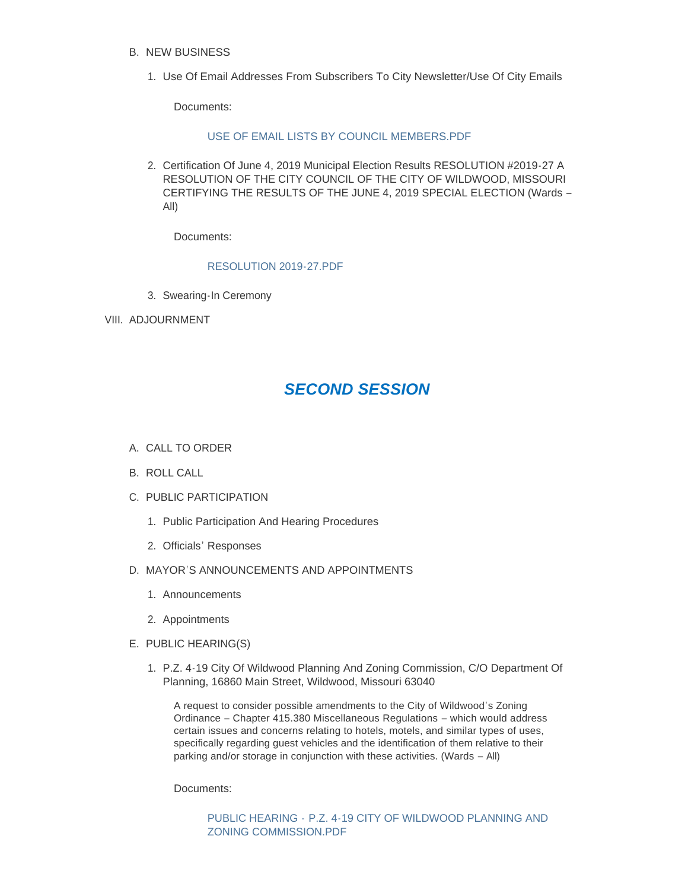B. NEW BUSINESS

1. Use Of Email Addresses From Subscribers To City Newsletter/Use Of City Emails

   Documents:

   USE OF EMAIL LISTS BY COUNCIL MEMBERS.PDF

2. Certification Of June 4, 2019 Municipal Election Results RESOLUTION #2019-27 A RESOLUTION OF THE CITY COUNCIL OF THE CITY OF WILDWOOD, MISSOURI CERTIFYING THE RESULTS OF THE JUNE 4, 2019 SPECIAL ELECTION (Wards – All)

   Documents:

   RESOLUTION 2019-27.PDF

3. Swearing-In Ceremony

VIII. ADJOURNMENT

## *SECOND SESSION*

A. CALL TO ORDER

B. ROLL CALL

C. PUBLIC PARTICIPATION

1. Public Participation And Hearing Procedures
2. Officials' Responses

D. MAYOR'S ANNOUNCEMENTS AND APPOINTMENTS

1. Announcements
2. Appointments

E. PUBLIC HEARING(S)

1. P.Z. 4-19 City Of Wildwood Planning And Zoning Commission, C/O Department Of Planning, 16860 Main Street, Wildwood, Missouri 63040

   A request to consider possible amendments to the City of Wildwood's Zoning Ordinance – Chapter 415.380 Miscellaneous Regulations – which would address certain issues and concerns relating to hotels, motels, and similar types of uses, specifically regarding guest vehicles and the identification of them relative to their parking and/or storage in conjunction with these activities. (Wards – All)

   Documents:

   PUBLIC HEARING - P.Z. 4-19 CITY OF WILDWOOD PLANNING AND ZONING COMMISSION.PDF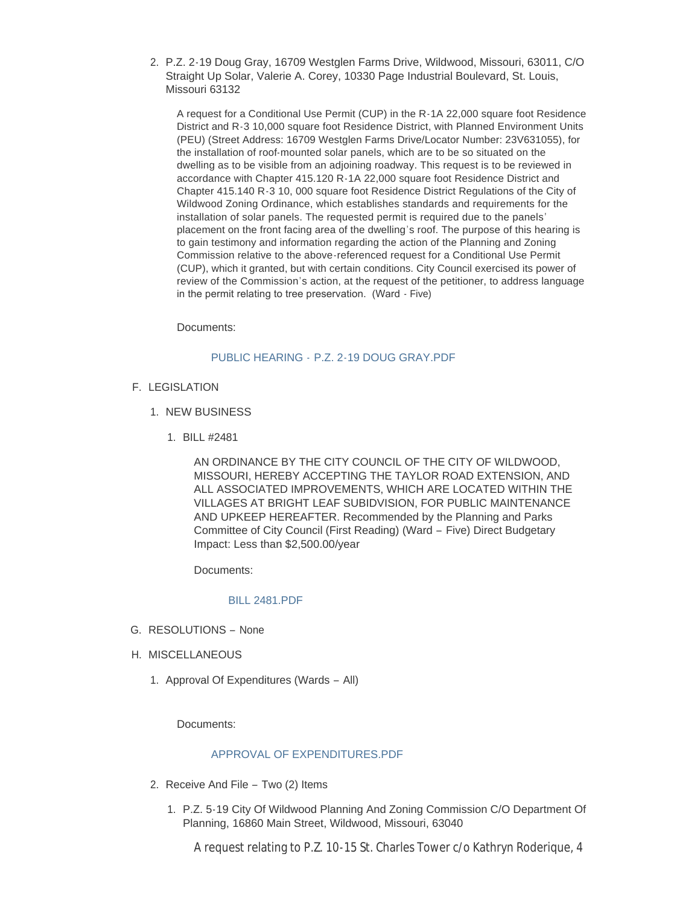2. P.Z. 2-19 Doug Gray, 16709 Westglen Farms Drive, Wildwood, Missouri, 63011, C/O Straight Up Solar, Valerie A. Corey, 10330 Page Industrial Boulevard, St. Louis, Missouri 63132

   A request for a Conditional Use Permit (CUP) in the R-1A 22,000 square foot Residence District and R-3 10,000 square foot Residence District, with Planned Environment Units (PEU) (Street Address: 16709 Westglen Farms Drive/Locator Number: 23V631055), for the installation of roof-mounted solar panels, which are to be so situated on the dwelling as to be visible from an adjoining roadway. This request is to be reviewed in accordance with Chapter 415.120 R-1A 22,000 square foot Residence District and Chapter 415.140 R-3 10, 000 square foot Residence District Regulations of the City of Wildwood Zoning Ordinance, which establishes standards and requirements for the installation of solar panels. The requested permit is required due to the panels' placement on the front facing area of the dwelling's roof. The purpose of this hearing is to gain testimony and information regarding the action of the Planning and Zoning Commission relative to the above-referenced request for a Conditional Use Permit (CUP), which it granted, but with certain conditions. City Council exercised its power of review of the Commission's action, at the request of the petitioner, to address language in the permit relating to tree preservation. (Ward - Five)

   Documents:

   PUBLIC HEARING - P.Z. 2-19 DOUG GRAY.PDF

F. LEGISLATION

   1. NEW BUSINESS

      1. BILL #2481

         AN ORDINANCE BY THE CITY COUNCIL OF THE CITY OF WILDWOOD, MISSOURI, HEREBY ACCEPTING THE TAYLOR ROAD EXTENSION, AND ALL ASSOCIATED IMPROVEMENTS, WHICH ARE LOCATED WITHIN THE VILLAGES AT BRIGHT LEAF SUBDVISION, FOR PUBLIC MAINTENANCE AND UPKEEP HEREAFTER. Recommended by the Planning and Parks Committee of City Council (First Reading) (Ward – Five) Direct Budgetary Impact: Less than $2,500.00/year

         Documents:

         BILL 2481.PDF

G. RESOLUTIONS – None

H. MISCELLANEOUS

   1. Approval Of Expenditures (Wards – All)

      Documents:

      APPROVAL OF EXPENDITURES.PDF

   2. Receive And File – Two (2) Items

      1. P.Z. 5-19 City Of Wildwood Planning And Zoning Commission C/O Department Of Planning, 16860 Main Street, Wildwood, Missouri, 63040

         A request relating to P.Z. 10-15 St. Charles Tower c/o Kathryn Roderique, 4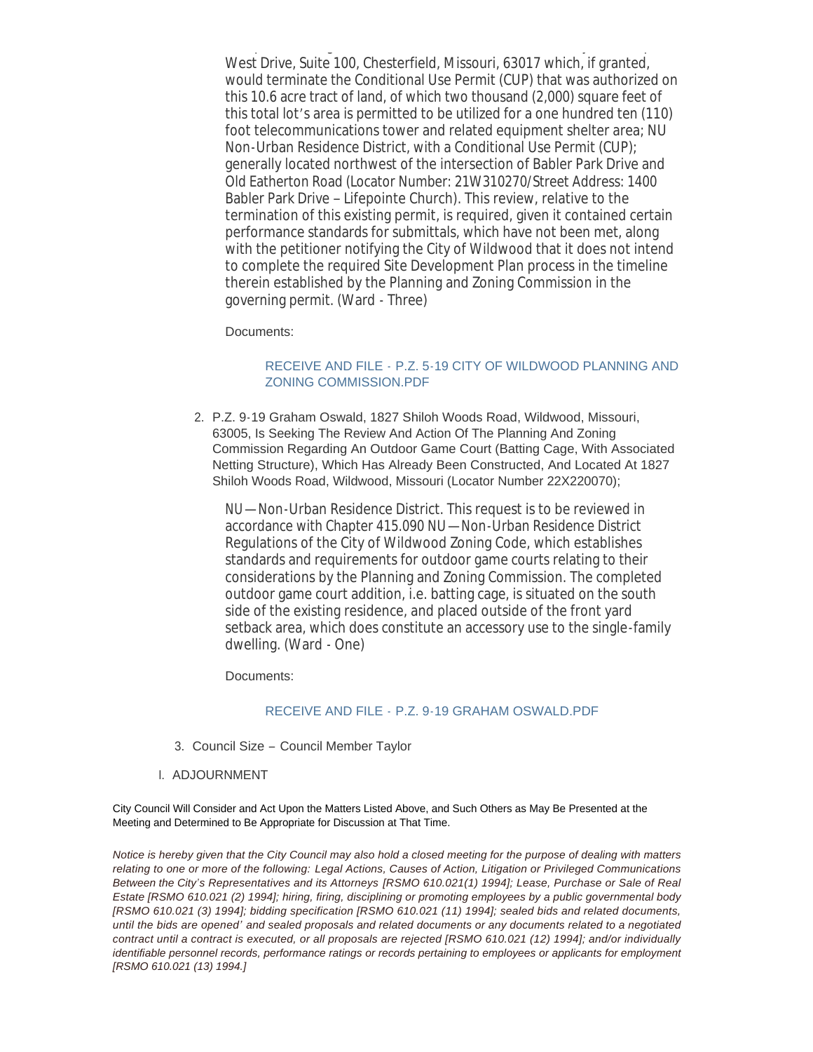West Drive, Suite 100, Chesterfield, Missouri, 63017 which, if granted, would terminate the Conditional Use Permit (CUP) that was authorized on this 10.6 acre tract of land, of which two thousand (2,000) square feet of this total lot's area is permitted to be utilized for a one hundred ten (110) foot telecommunications tower and related equipment shelter area; NU Non-Urban Residence District, with a Conditional Use Permit (CUP); generally located northwest of the intersection of Babler Park Drive and Old Eatherton Road (Locator Number: 21W310270/Street Address: 1400 Babler Park Drive – Lifepointe Church). This review, relative to the termination of this existing permit, is required, given it contained certain performance standards for submittals, which have not been met, along with the petitioner notifying the City of Wildwood that it does not intend to complete the required Site Development Plan process in the timeline therein established by the Planning and Zoning Commission in the governing permit. (Ward - Three)

Documents:

RECEIVE AND FILE - P.Z. 5-19 CITY OF WILDWOOD PLANNING AND ZONING COMMISSION.PDF

2. P.Z. 9-19 Graham Oswald, 1827 Shiloh Woods Road, Wildwood, Missouri, 63005, Is Seeking The Review And Action Of The Planning And Zoning Commission Regarding An Outdoor Game Court (Batting Cage, With Associated Netting Structure), Which Has Already Been Constructed, And Located At 1827 Shiloh Woods Road, Wildwood, Missouri (Locator Number 22X220070);

   NU—Non-Urban Residence District. This request is to be reviewed in accordance with Chapter 415.090 NU—Non-Urban Residence District Regulations of the City of Wildwood Zoning Code, which establishes standards and requirements for outdoor game courts relating to their considerations by the Planning and Zoning Commission. The completed outdoor game court addition, i.e. batting cage, is situated on the south side of the existing residence, and placed outside of the front yard setback area, which does constitute an accessory use to the single-family dwelling. (Ward - One)

   Documents:

   RECEIVE AND FILE - P.Z. 9-19 GRAHAM OSWALD.PDF

3. Council Size – Council Member Taylor

I. ADJOURNMENT

City Council Will Consider and Act Upon the Matters Listed Above, and Such Others as May Be Presented at the Meeting and Determined to Be Appropriate for Discussion at That Time.

*Notice is hereby given that the City Council may also hold a closed meeting for the purpose of dealing with matters relating to one or more of the following: Legal Actions, Causes of Action, Litigation or Privileged Communications Between the City's Representatives and its Attorneys [RSMO 610.021(1) 1994]; Lease, Purchase or Sale of Real Estate [RSMO 610.021 (2) 1994]; hiring, firing, disciplining or promoting employees by a public governmental body [RSMO 610.021 (3) 1994]; bidding specification [RSMO 610.021 (11) 1994]; sealed bids and related documents, until the bids are opened' and sealed proposals and related documents or any documents related to a negotiated contract until a contract is executed, or all proposals are rejected [RSMO 610.021 (12) 1994]; and/or individually identifiable personnel records, performance ratings or records pertaining to employees or applicants for employment [RSMO 610.021 (13) 1994.]*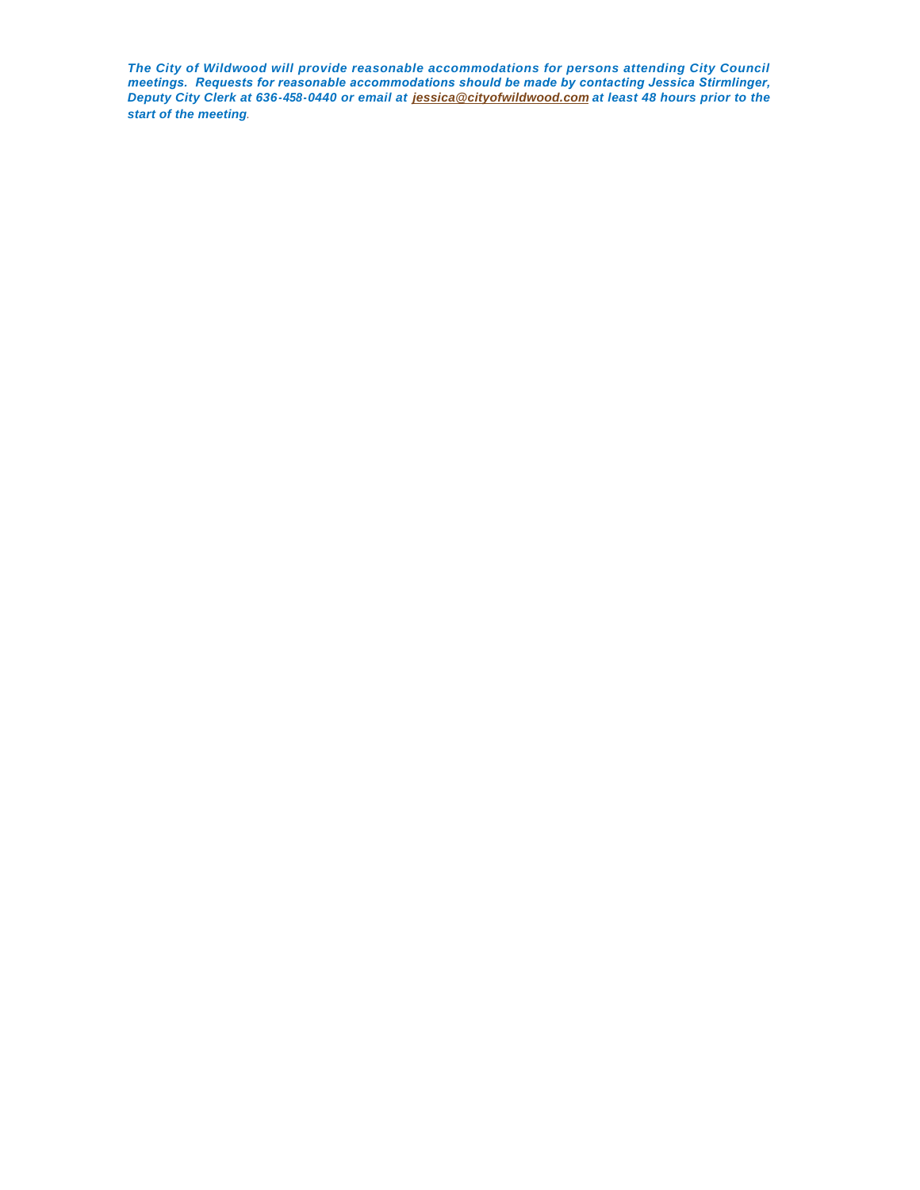***The City of Wildwood will provide reasonable accommodations for persons attending City Council meetings. Requests for reasonable accommodations should be made by contacting Jessica Stirmlinger, Deputy City Clerk at 636-458-0440 or email at [jessica@cityofwildwood.com](mailto:jessica@cityofwildwood.com) at least 48 hours prior to the start of the meeting.***